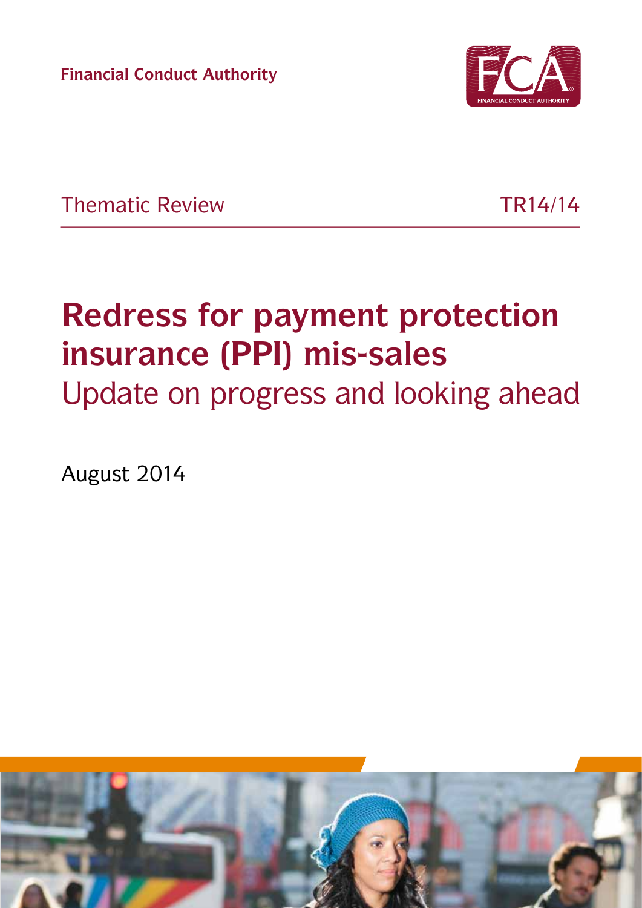Financial Conduct Authority

Thematic Review TR14/14

# Redress for payment protection insurance (PPI) mis-sales

## Update on progress and looking ahead

August 2014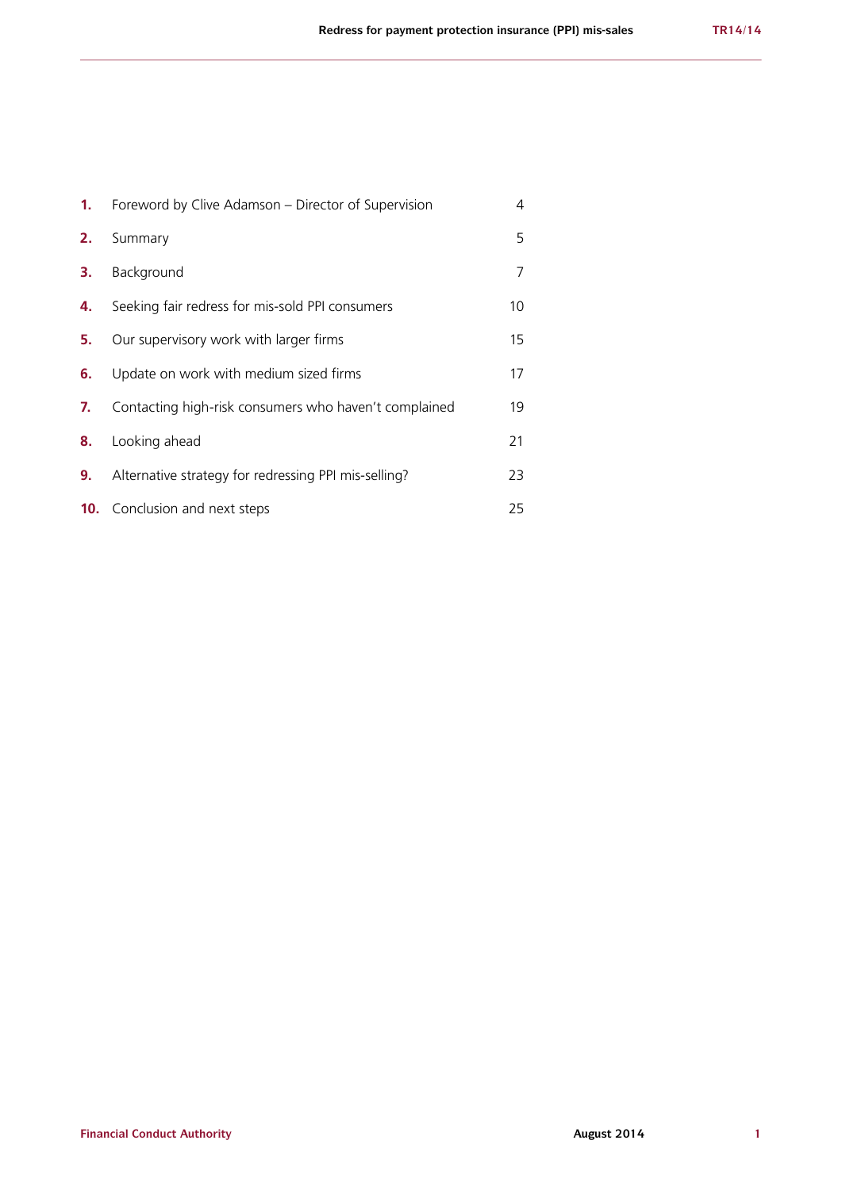| | | |
|---|---|---|
| **1.** | Foreword by Clive Adamson – Director of Supervision | 4 |
| **2.** | Summary | 5 |
| **3.** | Background | 7 |
| **4.** | Seeking fair redress for mis-sold PPI consumers | 10 |
| **5.** | Our supervisory work with larger firms | 15 |
| **6.** | Update on work with medium sized firms | 17 |
| **7.** | Contacting high-risk consumers who haven't complained | 19 |
| **8.** | Looking ahead | 21 |
| **9.** | Alternative strategy for redressing PPI mis-selling? | 23 |
| **10.** | Conclusion and next steps | 25 |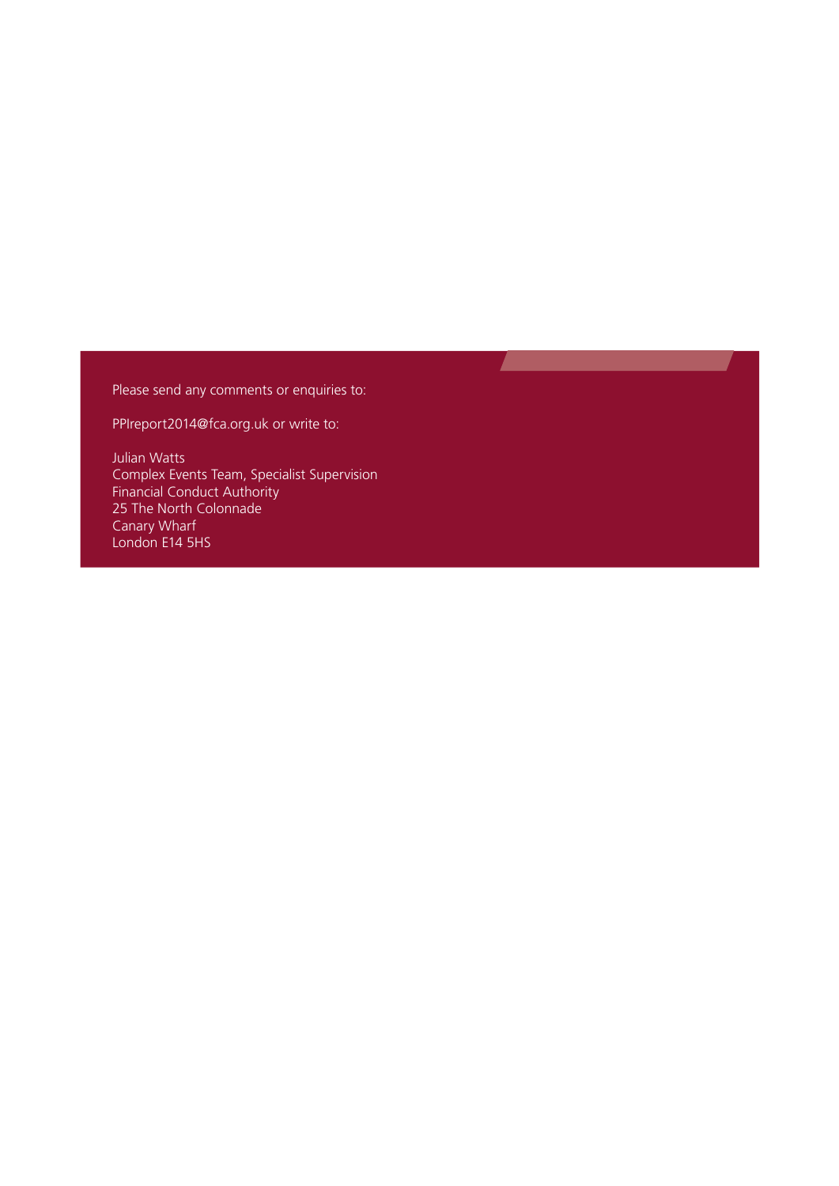Please send any comments or enquiries to:

PPIreport2014@fca.org.uk or write to:

Julian Watts
Complex Events Team, Specialist Supervision
Financial Conduct Authority
25 The North Colonnade
Canary Wharf
London E14 5HS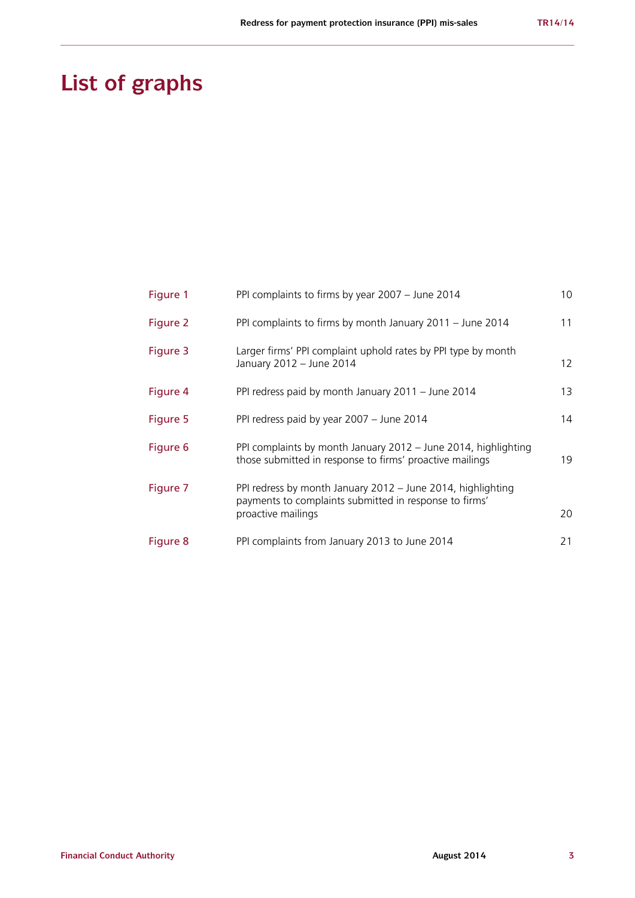# List of graphs

| | | |
|---|---|---|
| Figure 1 | PPI complaints to firms by year 2007 – June 2014 | 10 |
| Figure 2 | PPI complaints to firms by month January 2011 – June 2014 | 11 |
| Figure 3 | Larger firms' PPI complaint uphold rates by PPI type by month January 2012 – June 2014 | 12 |
| Figure 4 | PPI redress paid by month January 2011 – June 2014 | 13 |
| Figure 5 | PPI redress paid by year 2007 – June 2014 | 14 |
| Figure 6 | PPI complaints by month January 2012 – June 2014, highlighting those submitted in response to firms' proactive mailings | 19 |
| Figure 7 | PPI redress by month January 2012 – June 2014, highlighting payments to complaints submitted in response to firms' proactive mailings | 20 |
| Figure 8 | PPI complaints from January 2013 to June 2014 | 21 |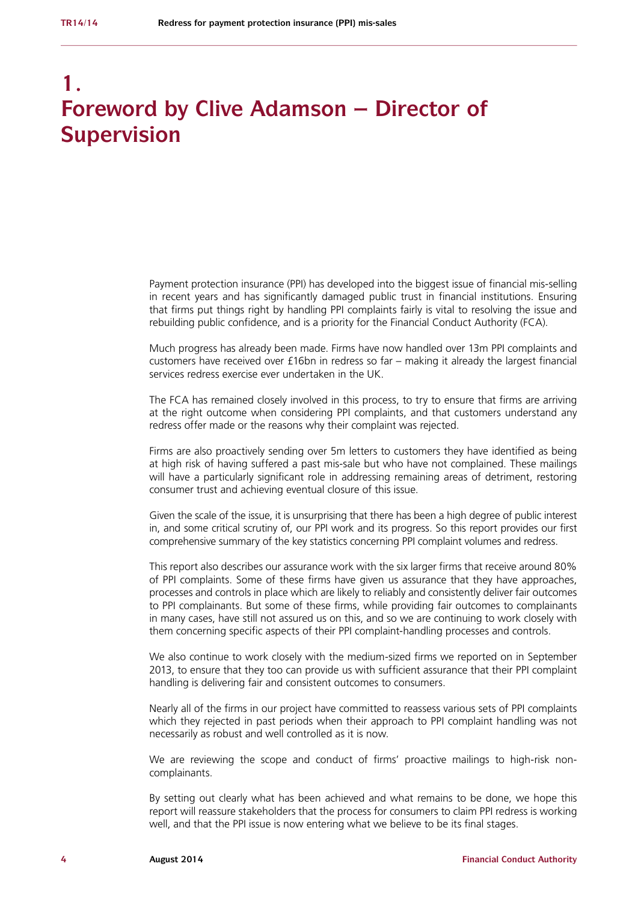# 1. Foreword by Clive Adamson – Director of Supervision

Payment protection insurance (PPI) has developed into the biggest issue of financial mis-selling in recent years and has significantly damaged public trust in financial institutions. Ensuring that firms put things right by handling PPI complaints fairly is vital to resolving the issue and rebuilding public confidence, and is a priority for the Financial Conduct Authority (FCA).

Much progress has already been made. Firms have now handled over 13m PPI complaints and customers have received over £16bn in redress so far – making it already the largest financial services redress exercise ever undertaken in the UK.

The FCA has remained closely involved in this process, to try to ensure that firms are arriving at the right outcome when considering PPI complaints, and that customers understand any redress offer made or the reasons why their complaint was rejected.

Firms are also proactively sending over 5m letters to customers they have identified as being at high risk of having suffered a past mis-sale but who have not complained. These mailings will have a particularly significant role in addressing remaining areas of detriment, restoring consumer trust and achieving eventual closure of this issue.

Given the scale of the issue, it is unsurprising that there has been a high degree of public interest in, and some critical scrutiny of, our PPI work and its progress. So this report provides our first comprehensive summary of the key statistics concerning PPI complaint volumes and redress.

This report also describes our assurance work with the six larger firms that receive around 80% of PPI complaints. Some of these firms have given us assurance that they have approaches, processes and controls in place which are likely to reliably and consistently deliver fair outcomes to PPI complainants. But some of these firms, while providing fair outcomes to complainants in many cases, have still not assured us on this, and so we are continuing to work closely with them concerning specific aspects of their PPI complaint-handling processes and controls.

We also continue to work closely with the medium-sized firms we reported on in September 2013, to ensure that they too can provide us with sufficient assurance that their PPI complaint handling is delivering fair and consistent outcomes to consumers.

Nearly all of the firms in our project have committed to reassess various sets of PPI complaints which they rejected in past periods when their approach to PPI complaint handling was not necessarily as robust and well controlled as it is now.

We are reviewing the scope and conduct of firms' proactive mailings to high-risk non-complainants.

By setting out clearly what has been achieved and what remains to be done, we hope this report will reassure stakeholders that the process for consumers to claim PPI redress is working well, and that the PPI issue is now entering what we believe to be its final stages.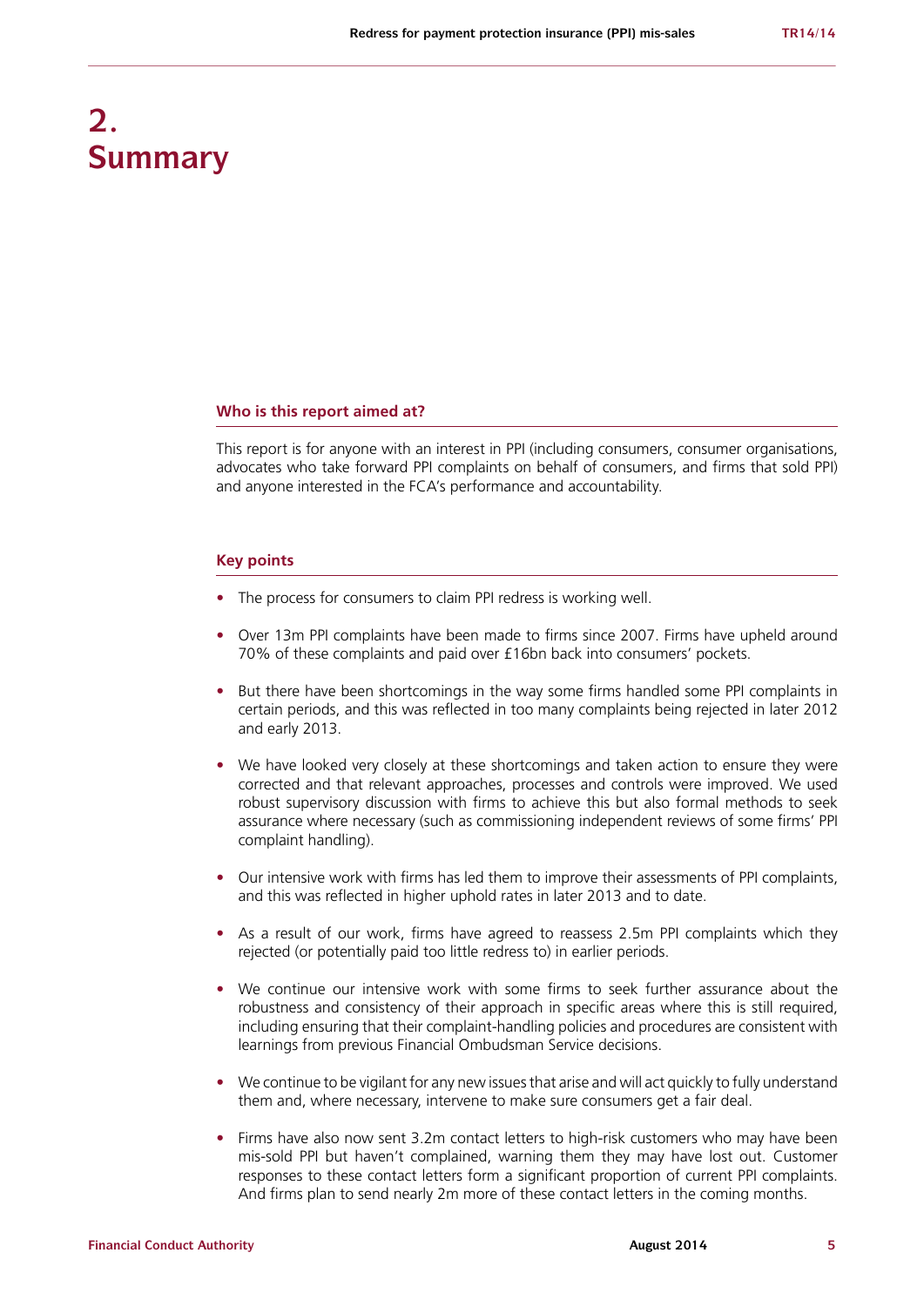# 2. Summary

### Who is this report aimed at?

This report is for anyone with an interest in PPI (including consumers, consumer organisations, advocates who take forward PPI complaints on behalf of consumers, and firms that sold PPI) and anyone interested in the FCA's performance and accountability.

### Key points

- The process for consumers to claim PPI redress is working well.
- Over 13m PPI complaints have been made to firms since 2007. Firms have upheld around 70% of these complaints and paid over £16bn back into consumers' pockets.
- But there have been shortcomings in the way some firms handled some PPI complaints in certain periods, and this was reflected in too many complaints being rejected in later 2012 and early 2013.
- We have looked very closely at these shortcomings and taken action to ensure they were corrected and that relevant approaches, processes and controls were improved. We used robust supervisory discussion with firms to achieve this but also formal methods to seek assurance where necessary (such as commissioning independent reviews of some firms' PPI complaint handling).
- Our intensive work with firms has led them to improve their assessments of PPI complaints, and this was reflected in higher uphold rates in later 2013 and to date.
- As a result of our work, firms have agreed to reassess 2.5m PPI complaints which they rejected (or potentially paid too little redress to) in earlier periods.
- We continue our intensive work with some firms to seek further assurance about the robustness and consistency of their approach in specific areas where this is still required, including ensuring that their complaint-handling policies and procedures are consistent with learnings from previous Financial Ombudsman Service decisions.
- We continue to be vigilant for any new issues that arise and will act quickly to fully understand them and, where necessary, intervene to make sure consumers get a fair deal.
- Firms have also now sent 3.2m contact letters to high-risk customers who may have been mis-sold PPI but haven't complained, warning them they may have lost out. Customer responses to these contact letters form a significant proportion of current PPI complaints. And firms plan to send nearly 2m more of these contact letters in the coming months.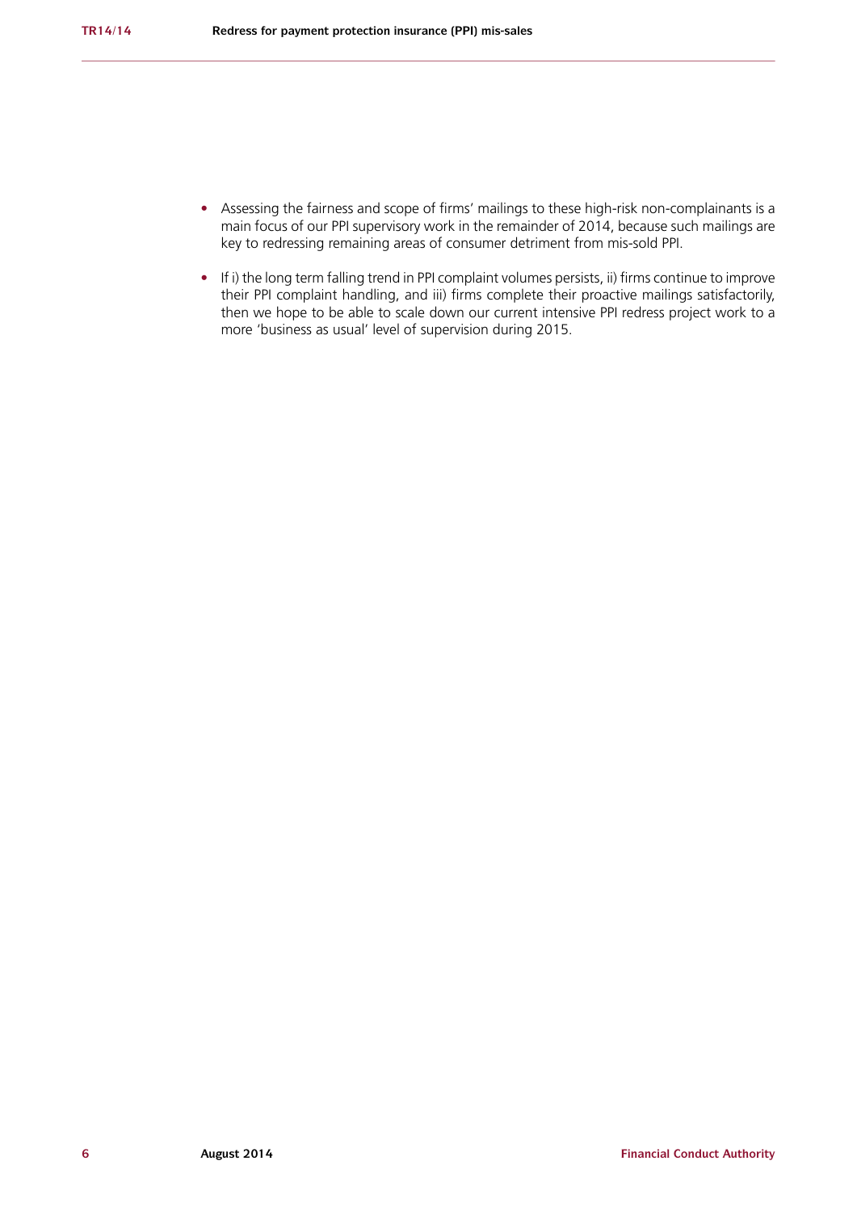- Assessing the fairness and scope of firms' mailings to these high-risk non-complainants is a main focus of our PPI supervisory work in the remainder of 2014, because such mailings are key to redressing remaining areas of consumer detriment from mis-sold PPI.
- If i) the long term falling trend in PPI complaint volumes persists, ii) firms continue to improve their PPI complaint handling, and iii) firms complete their proactive mailings satisfactorily, then we hope to be able to scale down our current intensive PPI redress project work to a more 'business as usual' level of supervision during 2015.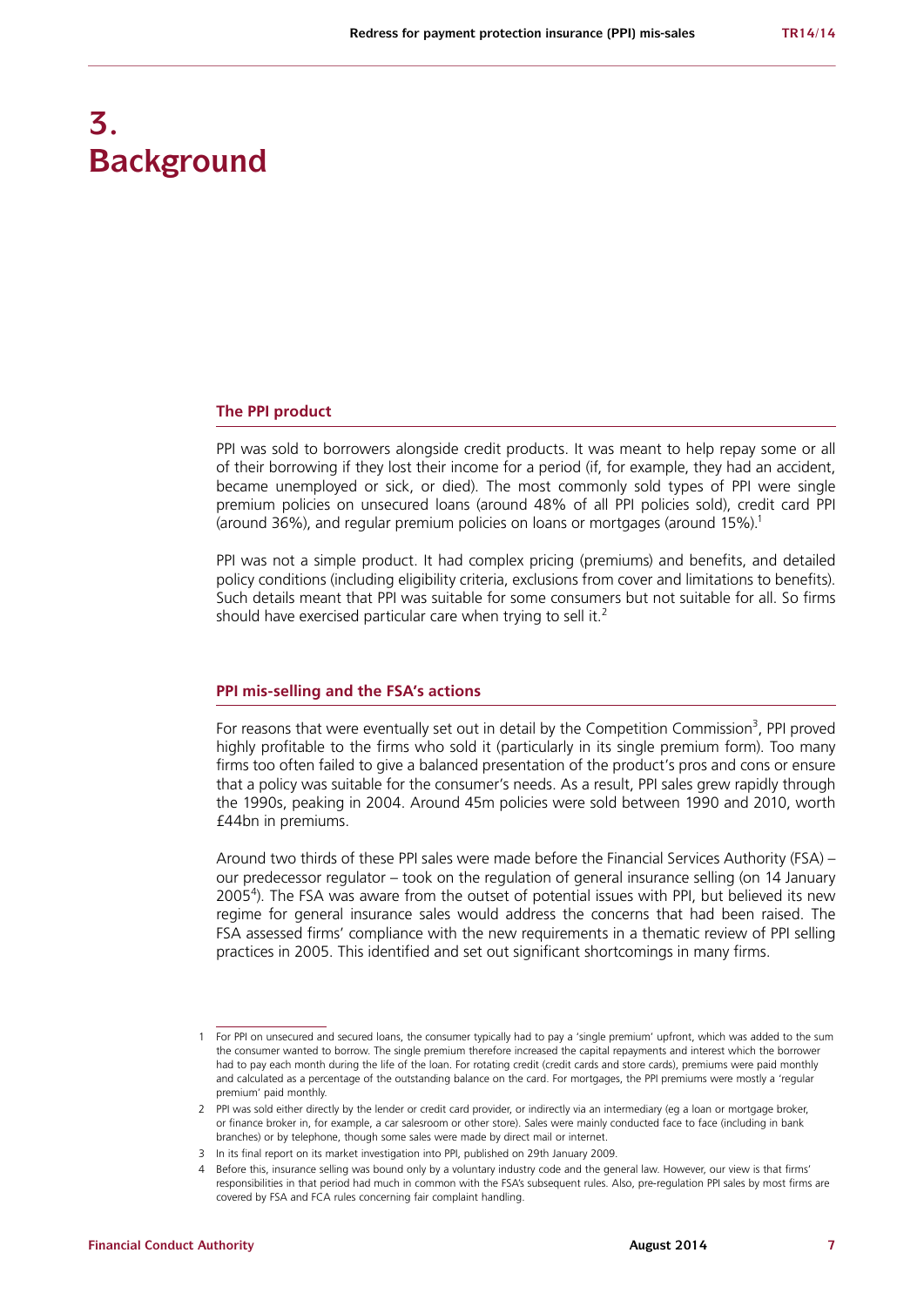# 3. Background

## The PPI product

PPI was sold to borrowers alongside credit products. It was meant to help repay some or all of their borrowing if they lost their income for a period (if, for example, they had an accident, became unemployed or sick, or died). The most commonly sold types of PPI were single premium policies on unsecured loans (around 48% of all PPI policies sold), credit card PPI (around 36%), and regular premium policies on loans or mortgages (around 15%).[1]

PPI was not a simple product. It had complex pricing (premiums) and benefits, and detailed policy conditions (including eligibility criteria, exclusions from cover and limitations to benefits). Such details meant that PPI was suitable for some consumers but not suitable for all. So firms should have exercised particular care when trying to sell it.[2]

## PPI mis-selling and the FSA's actions

For reasons that were eventually set out in detail by the Competition Commission[3], PPI proved highly profitable to the firms who sold it (particularly in its single premium form). Too many firms too often failed to give a balanced presentation of the product's pros and cons or ensure that a policy was suitable for the consumer's needs. As a result, PPI sales grew rapidly through the 1990s, peaking in 2004. Around 45m policies were sold between 1990 and 2010, worth £44bn in premiums.

Around two thirds of these PPI sales were made before the Financial Services Authority (FSA) – our predecessor regulator – took on the regulation of general insurance selling (on 14 January 2005[4]). The FSA was aware from the outset of potential issues with PPI, but believed its new regime for general insurance sales would address the concerns that had been raised. The FSA assessed firms' compliance with the new requirements in a thematic review of PPI selling practices in 2005. This identified and set out significant shortcomings in many firms.

---

1 For PPI on unsecured and secured loans, the consumer typically had to pay a 'single premium' upfront, which was added to the sum the consumer wanted to borrow. The single premium therefore increased the capital repayments and interest which the borrower had to pay each month during the life of the loan. For rotating credit (credit cards and store cards), premiums were paid monthly and calculated as a percentage of the outstanding balance on the card. For mortgages, the PPI premiums were mostly a 'regular premium' paid monthly.

2 PPI was sold either directly by the lender or credit card provider, or indirectly via an intermediary (eg a loan or mortgage broker, or finance broker in, for example, a car salesroom or other store). Sales were mainly conducted face to face (including in bank branches) or by telephone, though some sales were made by direct mail or internet.

3 In its final report on its market investigation into PPI, published on 29th January 2009.

4 Before this, insurance selling was bound only by a voluntary industry code and the general law. However, our view is that firms' responsibilities in that period had much in common with the FSA's subsequent rules. Also, pre-regulation PPI sales by most firms are covered by FSA and FCA rules concerning fair complaint handling.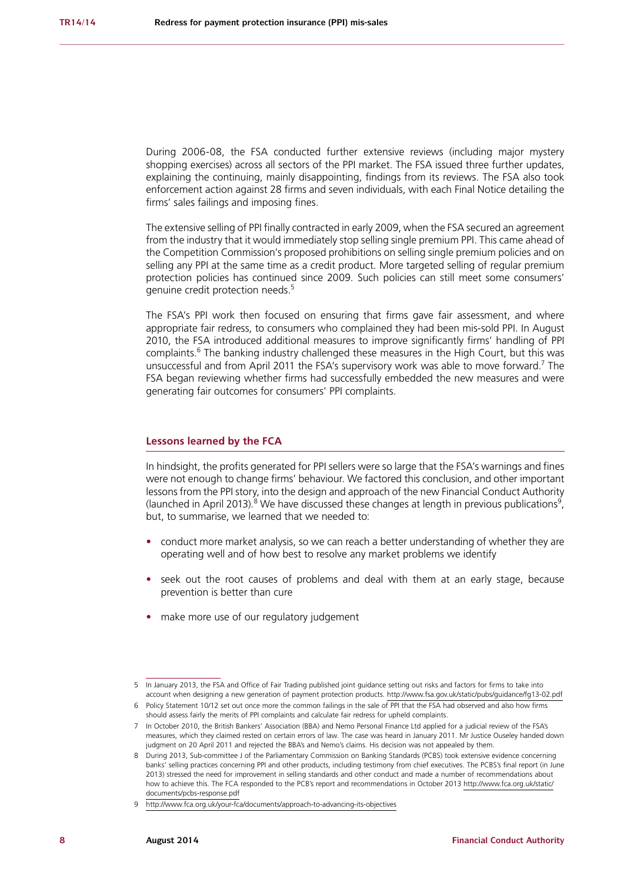During 2006-08, the FSA conducted further extensive reviews (including major mystery shopping exercises) across all sectors of the PPI market. The FSA issued three further updates, explaining the continuing, mainly disappointing, findings from its reviews. The FSA also took enforcement action against 28 firms and seven individuals, with each Final Notice detailing the firms' sales failings and imposing fines.

The extensive selling of PPI finally contracted in early 2009, when the FSA secured an agreement from the industry that it would immediately stop selling single premium PPI. This came ahead of the Competition Commission's proposed prohibitions on selling single premium policies and on selling any PPI at the same time as a credit product. More targeted selling of regular premium protection policies has continued since 2009. Such policies can still meet some consumers' genuine credit protection needs.[5]

The FSA's PPI work then focused on ensuring that firms gave fair assessment, and where appropriate fair redress, to consumers who complained they had been mis-sold PPI. In August 2010, the FSA introduced additional measures to improve significantly firms' handling of PPI complaints.[6] The banking industry challenged these measures in the High Court, but this was unsuccessful and from April 2011 the FSA's supervisory work was able to move forward.[7] The FSA began reviewing whether firms had successfully embedded the new measures and were generating fair outcomes for consumers' PPI complaints.

## Lessons learned by the FCA

In hindsight, the profits generated for PPI sellers were so large that the FSA's warnings and fines were not enough to change firms' behaviour. We factored this conclusion, and other important lessons from the PPI story, into the design and approach of the new Financial Conduct Authority (launched in April 2013).[8] We have discussed these changes at length in previous publications[9], but, to summarise, we learned that we needed to:

- conduct more market analysis, so we can reach a better understanding of whether they are operating well and of how best to resolve any market problems we identify
- seek out the root causes of problems and deal with them at an early stage, because prevention is better than cure
- make more use of our regulatory judgement

5 In January 2013, the FSA and Office of Fair Trading published joint guidance setting out risks and factors for firms to take into account when designing a new generation of payment protection products. http://www.fsa.gov.uk/static/pubs/guidance/fg13-02.pdf

6 Policy Statement 10/12 set out once more the common failings in the sale of PPI that the FSA had observed and also how firms should assess fairly the merits of PPI complaints and calculate fair redress for upheld complaints.

7 In October 2010, the British Bankers' Association (BBA) and Nemo Personal Finance Ltd applied for a judicial review of the FSA's measures, which they claimed rested on certain errors of law. The case was heard in January 2011. Mr Justice Ouseley handed down judgment on 20 April 2011 and rejected the BBA's and Nemo's claims. His decision was not appealed by them.

8 During 2013, Sub-committee J of the Parliamentary Commission on Banking Standards (PCBS) took extensive evidence concerning banks' selling practices concerning PPI and other products, including testimony from chief executives. The PCBS's final report (in June 2013) stressed the need for improvement in selling standards and other conduct and made a number of recommendations about how to achieve this. The FCA responded to the PCB's report and recommendations in October 2013 http://www.fca.org.uk/static/documents/pcbs-response.pdf

9 http://www.fca.org.uk/your-fca/documents/approach-to-advancing-its-objectives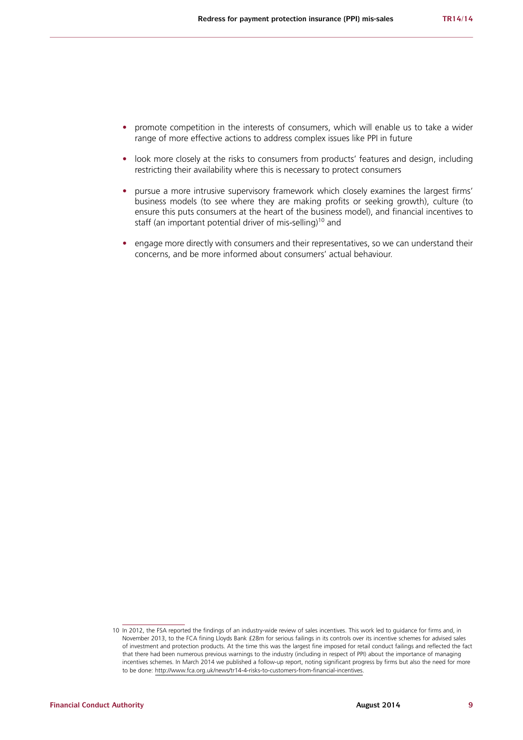- promote competition in the interests of consumers, which will enable us to take a wider range of more effective actions to address complex issues like PPI in future
- look more closely at the risks to consumers from products' features and design, including restricting their availability where this is necessary to protect consumers
- pursue a more intrusive supervisory framework which closely examines the largest firms' business models (to see where they are making profits or seeking growth), culture (to ensure this puts consumers at the heart of the business model), and financial incentives to staff (an important potential driver of mis-selling)[10] and
- engage more directly with consumers and their representatives, so we can understand their concerns, and be more informed about consumers' actual behaviour.

---

10 In 2012, the FSA reported the findings of an industry-wide review of sales incentives. This work led to guidance for firms and, in November 2013, to the FCA fining Lloyds Bank £28m for serious failings in its controls over its incentive schemes for advised sales of investment and protection products. At the time this was the largest fine imposed for retail conduct failings and reflected the fact that there had been numerous previous warnings to the industry (including in respect of PPI) about the importance of managing incentives schemes. In March 2014 we published a follow-up report, noting significant progress by firms but also the need for more to be done: http://www.fca.org.uk/news/tr14-4-risks-to-customers-from-financial-incentives.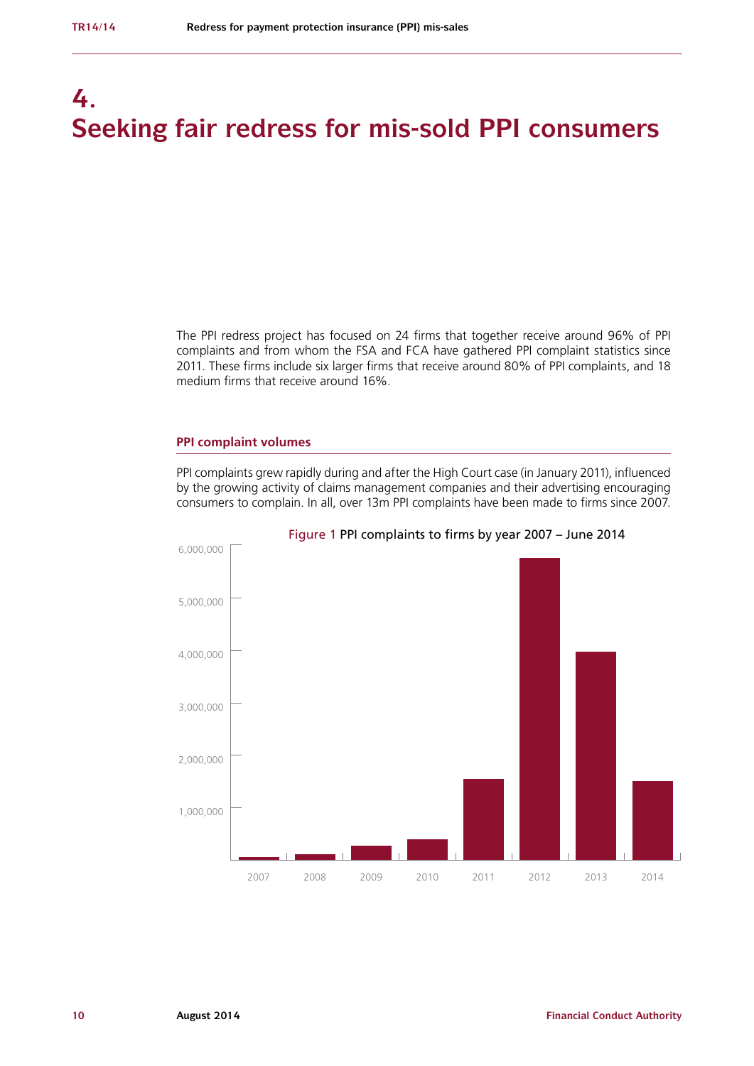# 4. Seeking fair redress for mis-sold PPI consumers

The PPI redress project has focused on 24 firms that together receive around 96% of PPI complaints and from whom the FSA and FCA have gathered PPI complaint statistics since 2011. These firms include six larger firms that receive around 80% of PPI complaints, and 18 medium firms that receive around 16%.

## PPI complaint volumes

PPI complaints grew rapidly during and after the High Court case (in January 2011), influenced by the growing activity of claims management companies and their advertising encouraging consumers to complain. In all, over 13m PPI complaints have been made to firms since 2007.

Figure 1 PPI complaints to firms by year 2007 – June 2014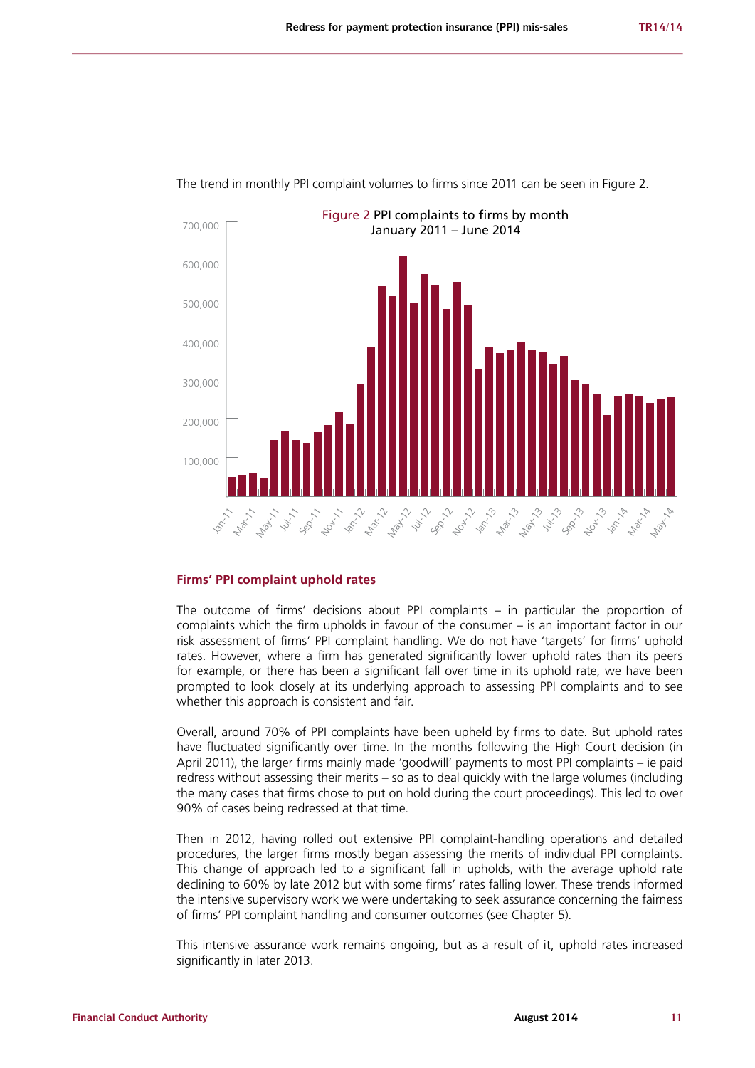The trend in monthly PPI complaint volumes to firms since 2011 can be seen in Figure 2.

Figure 2 PPI complaints to firms by month
January 2011 – June 2014

### Firms' PPI complaint uphold rates

The outcome of firms' decisions about PPI complaints – in particular the proportion of complaints which the firm upholds in favour of the consumer – is an important factor in our risk assessment of firms' PPI complaint handling. We do not have 'targets' for firms' uphold rates. However, where a firm has generated significantly lower uphold rates than its peers for example, or there has been a significant fall over time in its uphold rate, we have been prompted to look closely at its underlying approach to assessing PPI complaints and to see whether this approach is consistent and fair.

Overall, around 70% of PPI complaints have been upheld by firms to date. But uphold rates have fluctuated significantly over time. In the months following the High Court decision (in April 2011), the larger firms mainly made 'goodwill' payments to most PPI complaints – ie paid redress without assessing their merits – so as to deal quickly with the large volumes (including the many cases that firms chose to put on hold during the court proceedings). This led to over 90% of cases being redressed at that time.

Then in 2012, having rolled out extensive PPI complaint-handling operations and detailed procedures, the larger firms mostly began assessing the merits of individual PPI complaints. This change of approach led to a significant fall in upholds, with the average uphold rate declining to 60% by late 2012 but with some firms' rates falling lower. These trends informed the intensive supervisory work we were undertaking to seek assurance concerning the fairness of firms' PPI complaint handling and consumer outcomes (see Chapter 5).

This intensive assurance work remains ongoing, but as a result of it, uphold rates increased significantly in later 2013.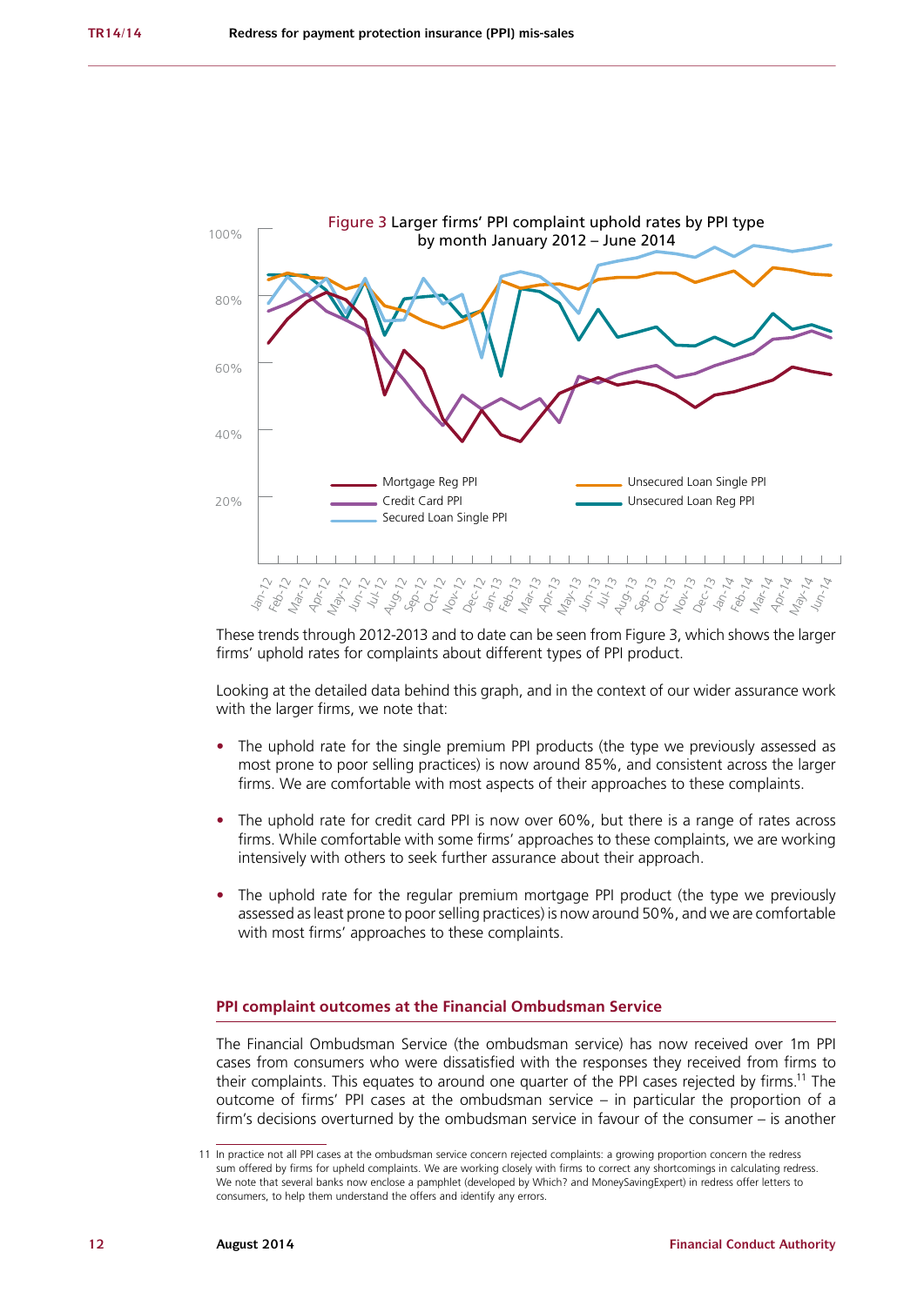Figure 3 Larger firms' PPI complaint uphold rates by PPI type by month January 2012 – June 2014

These trends through 2012-2013 and to date can be seen from Figure 3, which shows the larger firms' uphold rates for complaints about different types of PPI product.

Looking at the detailed data behind this graph, and in the context of our wider assurance work with the larger firms, we note that:

- The uphold rate for the single premium PPI products (the type we previously assessed as most prone to poor selling practices) is now around 85%, and consistent across the larger firms. We are comfortable with most aspects of their approaches to these complaints.
- The uphold rate for credit card PPI is now over 60%, but there is a range of rates across firms. While comfortable with some firms' approaches to these complaints, we are working intensively with others to seek further assurance about their approach.
- The uphold rate for the regular premium mortgage PPI product (the type we previously assessed as least prone to poor selling practices) is now around 50%, and we are comfortable with most firms' approaches to these complaints.

## PPI complaint outcomes at the Financial Ombudsman Service

The Financial Ombudsman Service (the ombudsman service) has now received over 1m PPI cases from consumers who were dissatisfied with the responses they received from firms to their complaints. This equates to around one quarter of the PPI cases rejected by firms.[11] The outcome of firms' PPI cases at the ombudsman service – in particular the proportion of a firm's decisions overturned by the ombudsman service in favour of the consumer – is another

[11] In practice not all PPI cases at the ombudsman service concern rejected complaints: a growing proportion concern the redress sum offered by firms for upheld complaints. We are working closely with firms to correct any shortcomings in calculating redress. We note that several banks now enclose a pamphlet (developed by Which? and MoneySavingExpert) in redress offer letters to consumers, to help them understand the offers and identify any errors.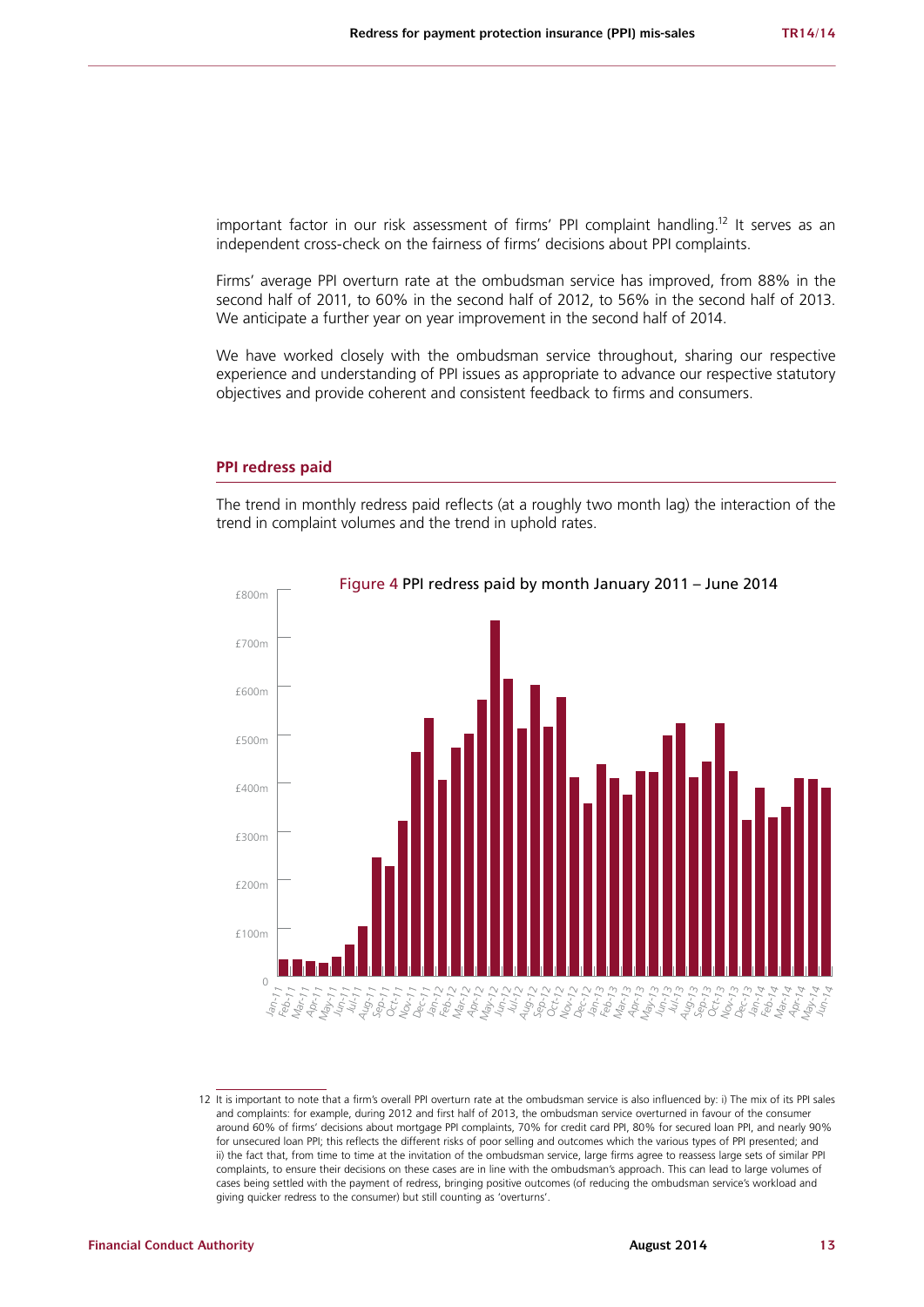important factor in our risk assessment of firms' PPI complaint handling.[12] It serves as an independent cross-check on the fairness of firms' decisions about PPI complaints.

Firms' average PPI overturn rate at the ombudsman service has improved, from 88% in the second half of 2011, to 60% in the second half of 2012, to 56% in the second half of 2013. We anticipate a further year on year improvement in the second half of 2014.

We have worked closely with the ombudsman service throughout, sharing our respective experience and understanding of PPI issues as appropriate to advance our respective statutory objectives and provide coherent and consistent feedback to firms and consumers.

## PPI redress paid

The trend in monthly redress paid reflects (at a roughly two month lag) the interaction of the trend in complaint volumes and the trend in uphold rates.

Figure 4 PPI redress paid by month January 2011 – June 2014

12 It is important to note that a firm's overall PPI overturn rate at the ombudsman service is also influenced by: i) The mix of its PPI sales and complaints: for example, during 2012 and first half of 2013, the ombudsman service overturned in favour of the consumer around 60% of firms' decisions about mortgage PPI complaints, 70% for credit card PPI, 80% for secured loan PPI, and nearly 90% for unsecured loan PPI; this reflects the different risks of poor selling and outcomes which the various types of PPI presented; and ii) the fact that, from time to time at the invitation of the ombudsman service, large firms agree to reassess large sets of similar PPI complaints, to ensure their decisions on these cases are in line with the ombudsman's approach. This can lead to large volumes of cases being settled with the payment of redress, bringing positive outcomes (of reducing the ombudsman service's workload and giving quicker redress to the consumer) but still counting as 'overturns'.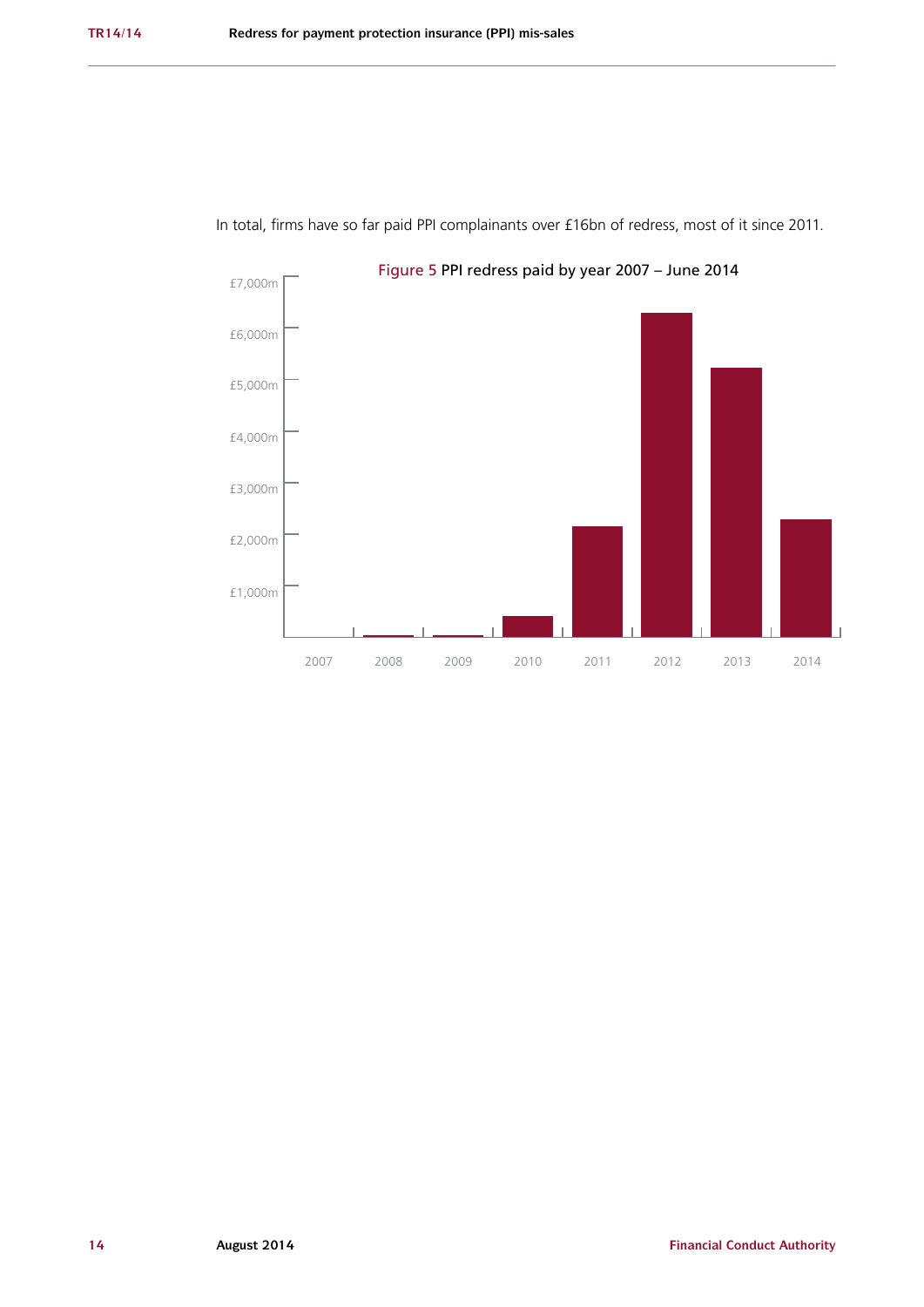In total, firms have so far paid PPI complainants over £16bn of redress, most of it since 2011.

Figure 5 PPI redress paid by year 2007 – June 2014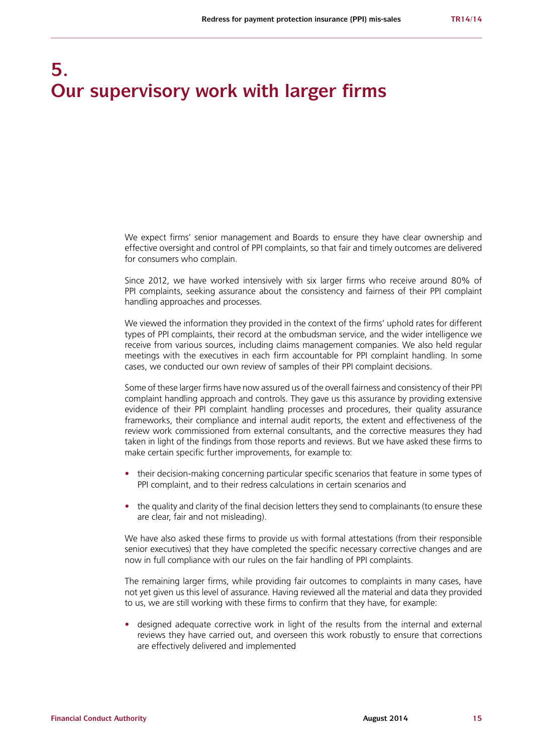# 5. Our supervisory work with larger firms

We expect firms' senior management and Boards to ensure they have clear ownership and effective oversight and control of PPI complaints, so that fair and timely outcomes are delivered for consumers who complain.

Since 2012, we have worked intensively with six larger firms who receive around 80% of PPI complaints, seeking assurance about the consistency and fairness of their PPI complaint handling approaches and processes.

We viewed the information they provided in the context of the firms' uphold rates for different types of PPI complaints, their record at the ombudsman service, and the wider intelligence we receive from various sources, including claims management companies. We also held regular meetings with the executives in each firm accountable for PPI complaint handling. In some cases, we conducted our own review of samples of their PPI complaint decisions.

Some of these larger firms have now assured us of the overall fairness and consistency of their PPI complaint handling approach and controls. They gave us this assurance by providing extensive evidence of their PPI complaint handling processes and procedures, their quality assurance frameworks, their compliance and internal audit reports, the extent and effectiveness of the review work commissioned from external consultants, and the corrective measures they had taken in light of the findings from those reports and reviews. But we have asked these firms to make certain specific further improvements, for example to:

- their decision-making concerning particular specific scenarios that feature in some types of PPI complaint, and to their redress calculations in certain scenarios and
- the quality and clarity of the final decision letters they send to complainants (to ensure these are clear, fair and not misleading).

We have also asked these firms to provide us with formal attestations (from their responsible senior executives) that they have completed the specific necessary corrective changes and are now in full compliance with our rules on the fair handling of PPI complaints.

The remaining larger firms, while providing fair outcomes to complaints in many cases, have not yet given us this level of assurance. Having reviewed all the material and data they provided to us, we are still working with these firms to confirm that they have, for example:

- designed adequate corrective work in light of the results from the internal and external reviews they have carried out, and overseen this work robustly to ensure that corrections are effectively delivered and implemented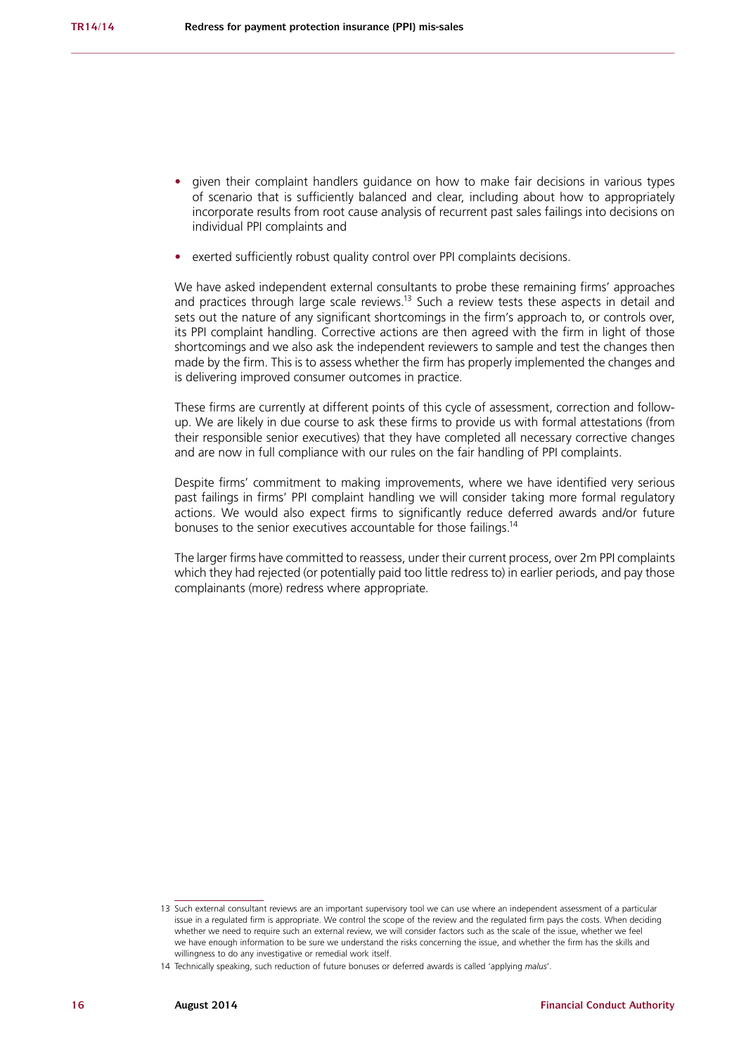- given their complaint handlers guidance on how to make fair decisions in various types of scenario that is sufficiently balanced and clear, including about how to appropriately incorporate results from root cause analysis of recurrent past sales failings into decisions on individual PPI complaints and
- exerted sufficiently robust quality control over PPI complaints decisions.

We have asked independent external consultants to probe these remaining firms' approaches and practices through large scale reviews.[13] Such a review tests these aspects in detail and sets out the nature of any significant shortcomings in the firm's approach to, or controls over, its PPI complaint handling. Corrective actions are then agreed with the firm in light of those shortcomings and we also ask the independent reviewers to sample and test the changes then made by the firm. This is to assess whether the firm has properly implemented the changes and is delivering improved consumer outcomes in practice.

These firms are currently at different points of this cycle of assessment, correction and follow-up. We are likely in due course to ask these firms to provide us with formal attestations (from their responsible senior executives) that they have completed all necessary corrective changes and are now in full compliance with our rules on the fair handling of PPI complaints.

Despite firms' commitment to making improvements, where we have identified very serious past failings in firms' PPI complaint handling we will consider taking more formal regulatory actions. We would also expect firms to significantly reduce deferred awards and/or future bonuses to the senior executives accountable for those failings.[14]

The larger firms have committed to reassess, under their current process, over 2m PPI complaints which they had rejected (or potentially paid too little redress to) in earlier periods, and pay those complainants (more) redress where appropriate.

---

13 Such external consultant reviews are an important supervisory tool we can use where an independent assessment of a particular issue in a regulated firm is appropriate. We control the scope of the review and the regulated firm pays the costs. When deciding whether we need to require such an external review, we will consider factors such as the scale of the issue, whether we feel we have enough information to be sure we understand the risks concerning the issue, and whether the firm has the skills and willingness to do any investigative or remedial work itself.

14 Technically speaking, such reduction of future bonuses or deferred awards is called 'applying *malus*'.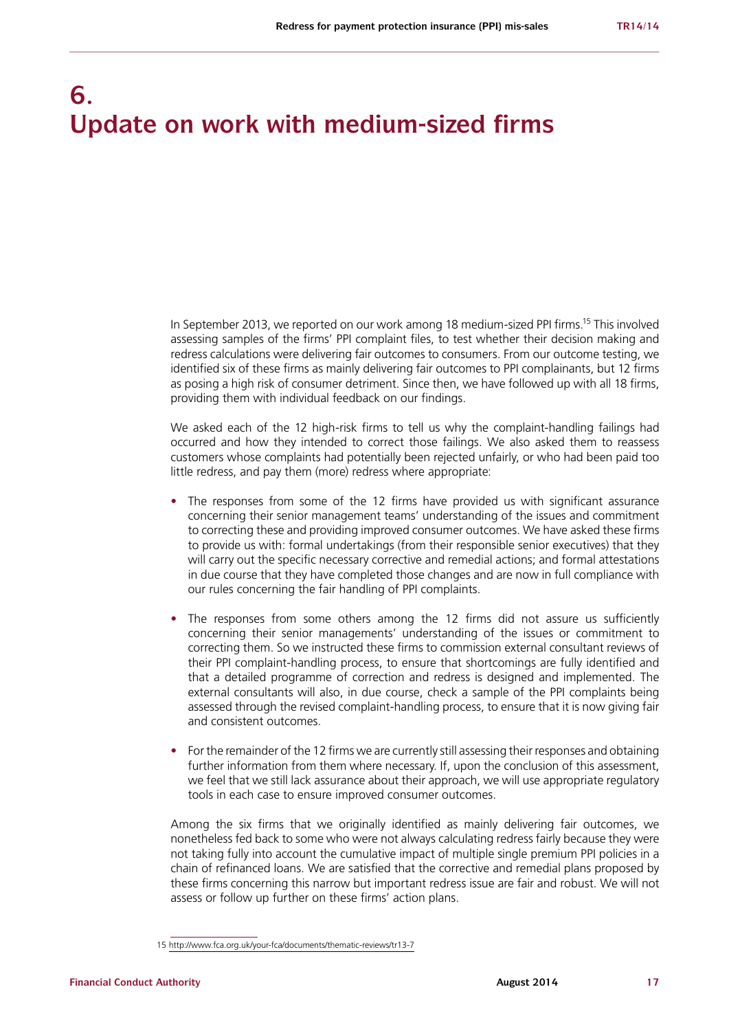# 6. Update on work with medium-sized firms

In September 2013, we reported on our work among 18 medium-sized PPI firms.[15] This involved assessing samples of the firms' PPI complaint files, to test whether their decision making and redress calculations were delivering fair outcomes to consumers. From our outcome testing, we identified six of these firms as mainly delivering fair outcomes to PPI complainants, but 12 firms as posing a high risk of consumer detriment. Since then, we have followed up with all 18 firms, providing them with individual feedback on our findings.

We asked each of the 12 high-risk firms to tell us why the complaint-handling failings had occurred and how they intended to correct those failings. We also asked them to reassess customers whose complaints had potentially been rejected unfairly, or who had been paid too little redress, and pay them (more) redress where appropriate:

- The responses from some of the 12 firms have provided us with significant assurance concerning their senior management teams' understanding of the issues and commitment to correcting these and providing improved consumer outcomes. We have asked these firms to provide us with: formal undertakings (from their responsible senior executives) that they will carry out the specific necessary corrective and remedial actions; and formal attestations in due course that they have completed those changes and are now in full compliance with our rules concerning the fair handling of PPI complaints.

- The responses from some others among the 12 firms did not assure us sufficiently concerning their senior managements' understanding of the issues or commitment to correcting them. So we instructed these firms to commission external consultant reviews of their PPI complaint-handling process, to ensure that shortcomings are fully identified and that a detailed programme of correction and redress is designed and implemented. The external consultants will also, in due course, check a sample of the PPI complaints being assessed through the revised complaint-handling process, to ensure that it is now giving fair and consistent outcomes.

- For the remainder of the 12 firms we are currently still assessing their responses and obtaining further information from them where necessary. If, upon the conclusion of this assessment, we feel that we still lack assurance about their approach, we will use appropriate regulatory tools in each case to ensure improved consumer outcomes.

Among the six firms that we originally identified as mainly delivering fair outcomes, we nonetheless fed back to some who were not always calculating redress fairly because they were not taking fully into account the cumulative impact of multiple single premium PPI policies in a chain of refinanced loans. We are satisfied that the corrective and remedial plans proposed by these firms concerning this narrow but important redress issue are fair and robust. We will not assess or follow up further on these firms' action plans.

15 http://www.fca.org.uk/your-fca/documents/thematic-reviews/tr13-7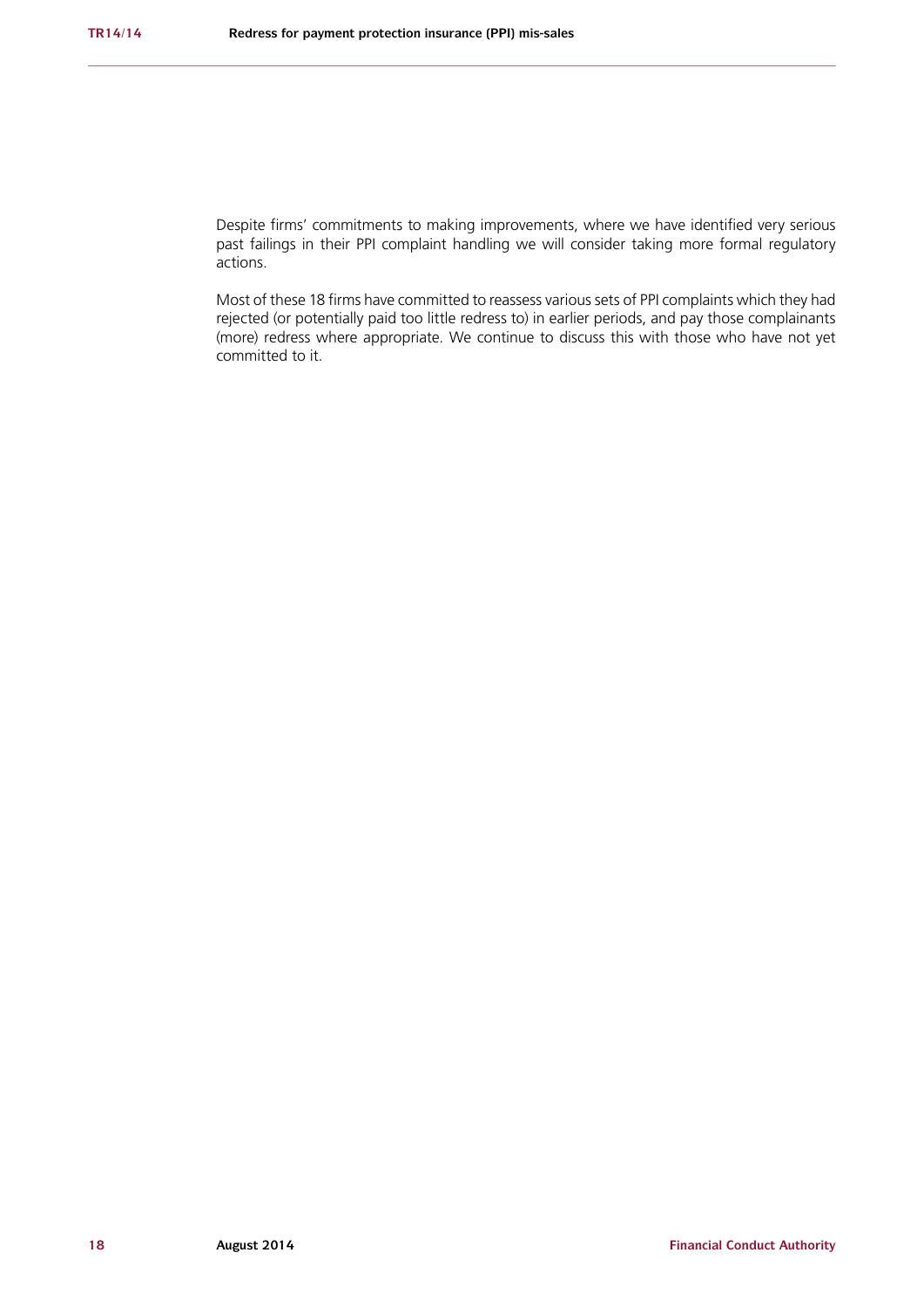Despite firms' commitments to making improvements, where we have identified very serious past failings in their PPI complaint handling we will consider taking more formal regulatory actions.

Most of these 18 firms have committed to reassess various sets of PPI complaints which they had rejected (or potentially paid too little redress to) in earlier periods, and pay those complainants (more) redress where appropriate. We continue to discuss this with those who have not yet committed to it.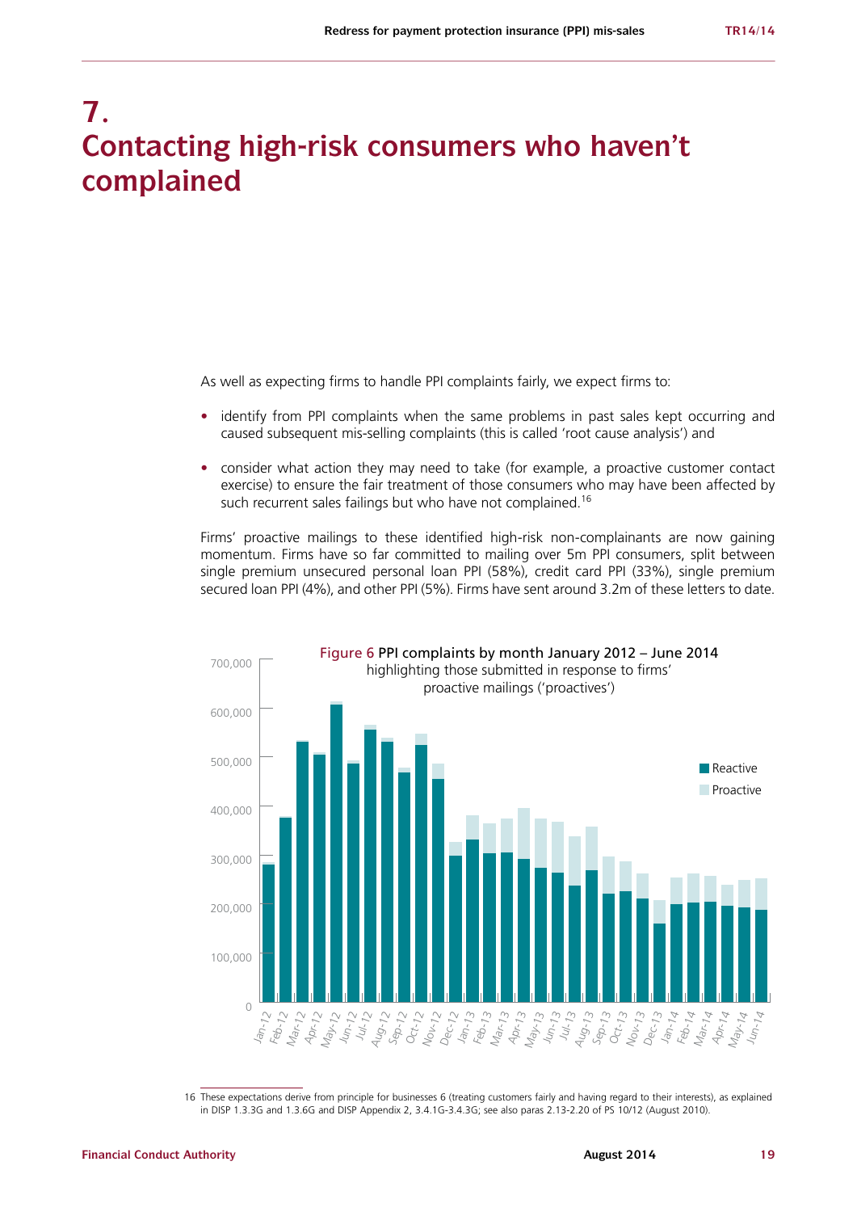# 7. Contacting high-risk consumers who haven't complained

As well as expecting firms to handle PPI complaints fairly, we expect firms to:

- identify from PPI complaints when the same problems in past sales kept occurring and caused subsequent mis-selling complaints (this is called 'root cause analysis') and
- consider what action they may need to take (for example, a proactive customer contact exercise) to ensure the fair treatment of those consumers who may have been affected by such recurrent sales failings but who have not complained.[16]

Firms' proactive mailings to these identified high-risk non-complainants are now gaining momentum. Firms have so far committed to mailing over 5m PPI consumers, split between single premium unsecured personal loan PPI (58%), credit card PPI (33%), single premium secured loan PPI (4%), and other PPI (5%). Firms have sent around 3.2m of these letters to date.

Figure 6 PPI complaints by month January 2012 – June 2014 highlighting those submitted in response to firms' proactive mailings ('proactives')

[16] These expectations derive from principle for businesses 6 (treating customers fairly and having regard to their interests), as explained in DISP 1.3.3G and 1.3.6G and DISP Appendix 2, 3.4.1G-3.4.3G; see also paras 2.13-2.20 of PS 10/12 (August 2010).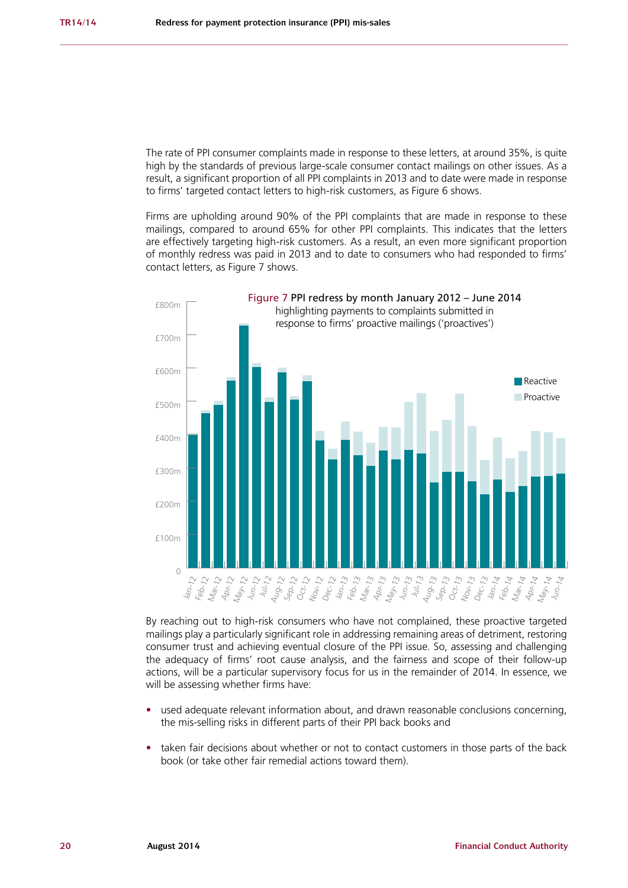The rate of PPI consumer complaints made in response to these letters, at around 35%, is quite high by the standards of previous large-scale consumer contact mailings on other issues. As a result, a significant proportion of all PPI complaints in 2013 and to date were made in response to firms' targeted contact letters to high-risk customers, as Figure 6 shows.

Firms are upholding around 90% of the PPI complaints that are made in response to these mailings, compared to around 65% for other PPI complaints. This indicates that the letters are effectively targeting high-risk customers. As a result, an even more significant proportion of monthly redress was paid in 2013 and to date to consumers who had responded to firms' contact letters, as Figure 7 shows.

Figure 7 PPI redress by month January 2012 – June 2014 highlighting payments to complaints submitted in response to firms' proactive mailings ('proactives')

By reaching out to high-risk consumers who have not complained, these proactive targeted mailings play a particularly significant role in addressing remaining areas of detriment, restoring consumer trust and achieving eventual closure of the PPI issue. So, assessing and challenging the adequacy of firms' root cause analysis, and the fairness and scope of their follow-up actions, will be a particular supervisory focus for us in the remainder of 2014. In essence, we will be assessing whether firms have:

- used adequate relevant information about, and drawn reasonable conclusions concerning, the mis-selling risks in different parts of their PPI back books and
- taken fair decisions about whether or not to contact customers in those parts of the back book (or take other fair remedial actions toward them).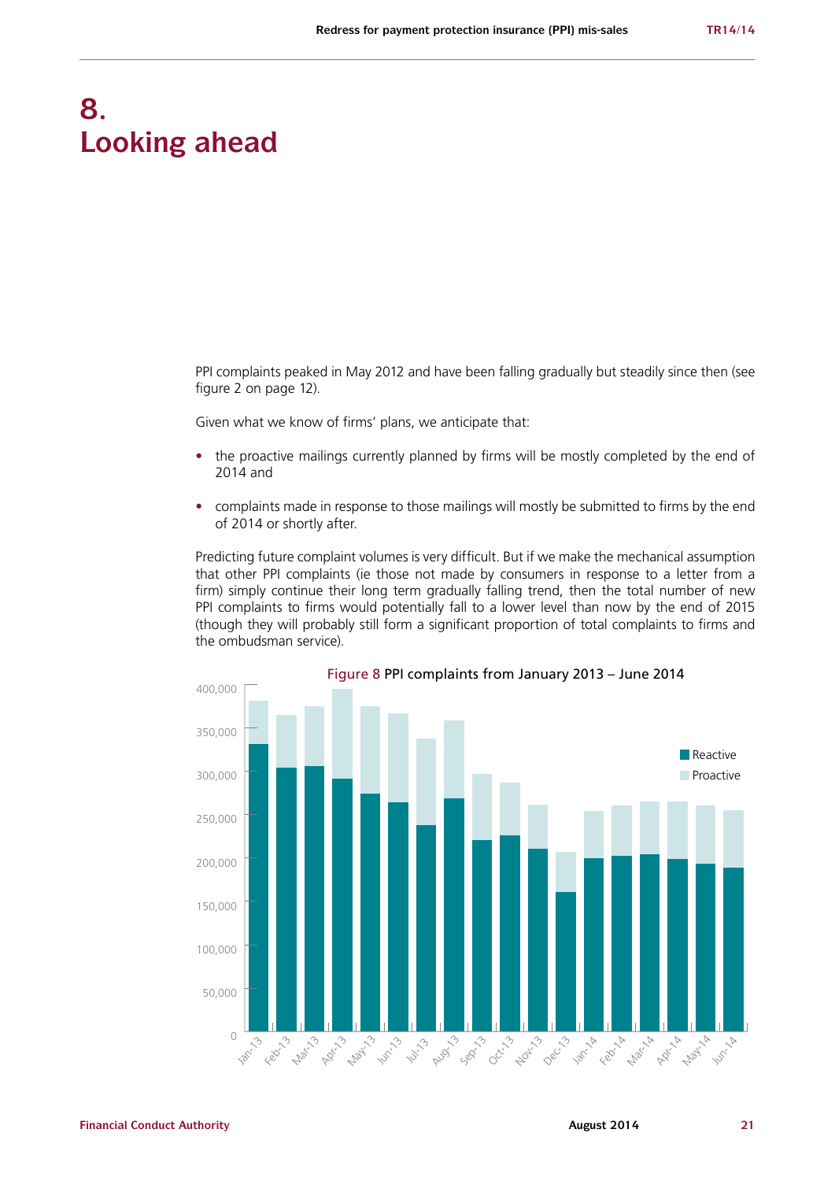# 8. Looking ahead

PPI complaints peaked in May 2012 and have been falling gradually but steadily since then (see figure 2 on page 12).

Given what we know of firms' plans, we anticipate that:

- the proactive mailings currently planned by firms will be mostly completed by the end of 2014 and
- complaints made in response to those mailings will mostly be submitted to firms by the end of 2014 or shortly after.

Predicting future complaint volumes is very difficult. But if we make the mechanical assumption that other PPI complaints (ie those not made by consumers in response to a letter from a firm) simply continue their long term gradually falling trend, then the total number of new PPI complaints to firms would potentially fall to a lower level than now by the end of 2015 (though they will probably still form a significant proportion of total complaints to firms and the ombudsman service).

Figure 8 PPI complaints from January 2013 – June 2014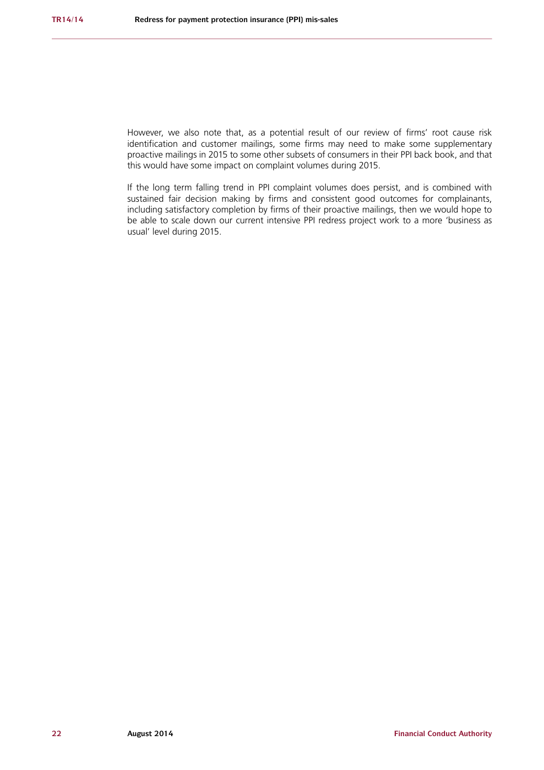However, we also note that, as a potential result of our review of firms' root cause risk identification and customer mailings, some firms may need to make some supplementary proactive mailings in 2015 to some other subsets of consumers in their PPI back book, and that this would have some impact on complaint volumes during 2015.

If the long term falling trend in PPI complaint volumes does persist, and is combined with sustained fair decision making by firms and consistent good outcomes for complainants, including satisfactory completion by firms of their proactive mailings, then we would hope to be able to scale down our current intensive PPI redress project work to a more 'business as usual' level during 2015.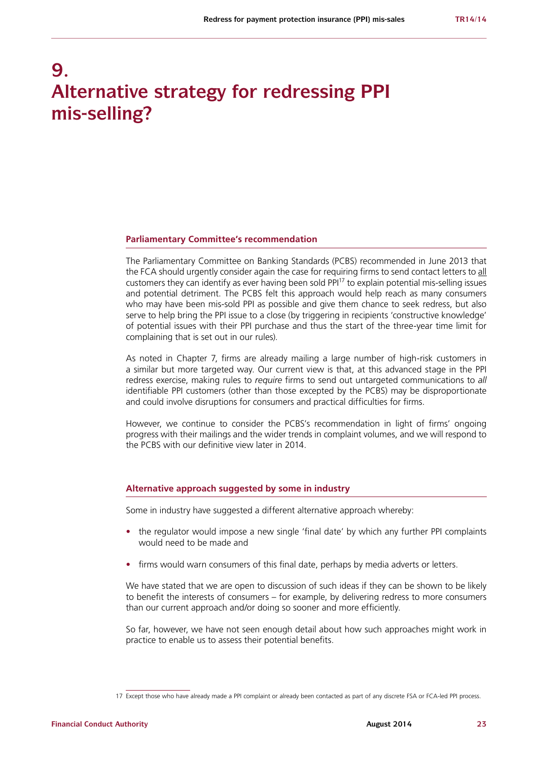# 9. Alternative strategy for redressing PPI mis-selling?

### Parliamentary Committee's recommendation

The Parliamentary Committee on Banking Standards (PCBS) recommended in June 2013 that the FCA should urgently consider again the case for requiring firms to send contact letters to all customers they can identify as ever having been sold PPI[17] to explain potential mis-selling issues and potential detriment. The PCBS felt this approach would help reach as many consumers who may have been mis-sold PPI as possible and give them chance to seek redress, but also serve to help bring the PPI issue to a close (by triggering in recipients 'constructive knowledge' of potential issues with their PPI purchase and thus the start of the three-year time limit for complaining that is set out in our rules).

As noted in Chapter 7, firms are already mailing a large number of high-risk customers in a similar but more targeted way. Our current view is that, at this advanced stage in the PPI redress exercise, making rules to *require* firms to send out untargeted communications to *all* identifiable PPI customers (other than those excepted by the PCBS) may be disproportionate and could involve disruptions for consumers and practical difficulties for firms.

However, we continue to consider the PCBS's recommendation in light of firms' ongoing progress with their mailings and the wider trends in complaint volumes, and we will respond to the PCBS with our definitive view later in 2014.

### Alternative approach suggested by some in industry

Some in industry have suggested a different alternative approach whereby:

- the regulator would impose a new single 'final date' by which any further PPI complaints would need to be made and
- firms would warn consumers of this final date, perhaps by media adverts or letters.

We have stated that we are open to discussion of such ideas if they can be shown to be likely to benefit the interests of consumers – for example, by delivering redress to more consumers than our current approach and/or doing so sooner and more efficiently.

So far, however, we have not seen enough detail about how such approaches might work in practice to enable us to assess their potential benefits.

17 Except those who have already made a PPI complaint or already been contacted as part of any discrete FSA or FCA-led PPI process.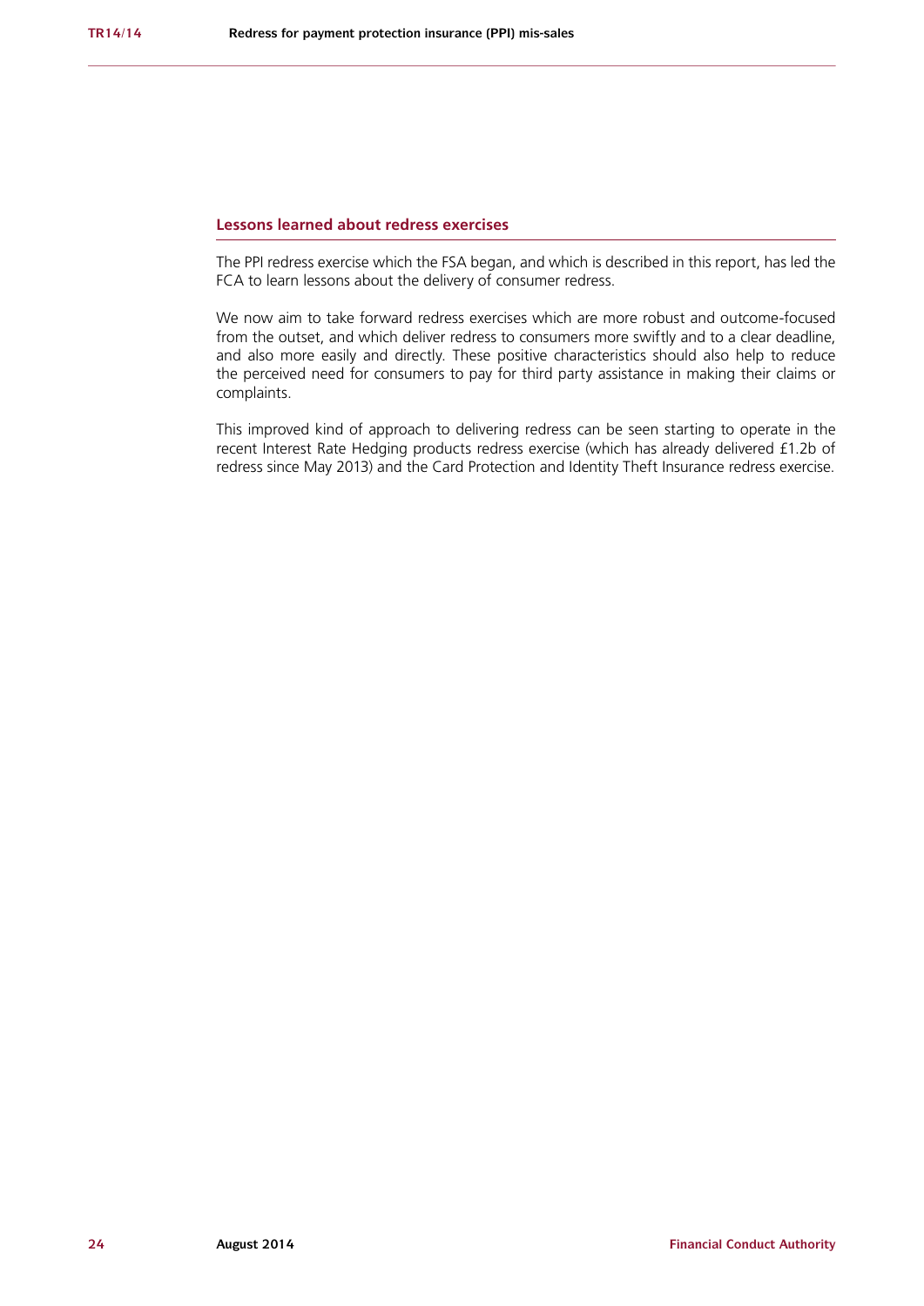## Lessons learned about redress exercises

The PPI redress exercise which the FSA began, and which is described in this report, has led the FCA to learn lessons about the delivery of consumer redress.

We now aim to take forward redress exercises which are more robust and outcome-focused from the outset, and which deliver redress to consumers more swiftly and to a clear deadline, and also more easily and directly. These positive characteristics should also help to reduce the perceived need for consumers to pay for third party assistance in making their claims or complaints.

This improved kind of approach to delivering redress can be seen starting to operate in the recent Interest Rate Hedging products redress exercise (which has already delivered £1.2b of redress since May 2013) and the Card Protection and Identity Theft Insurance redress exercise.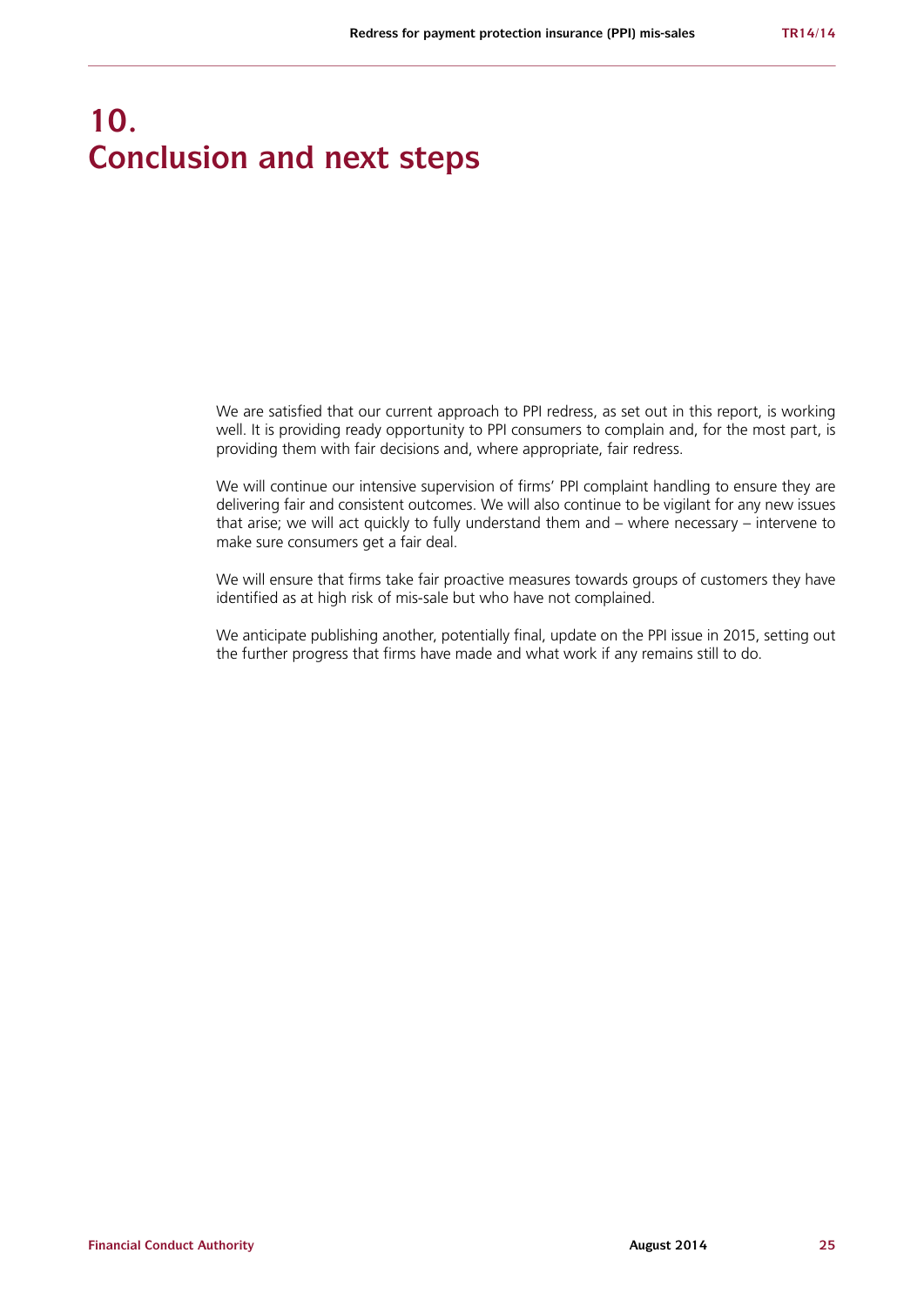# 10. Conclusion and next steps

We are satisfied that our current approach to PPI redress, as set out in this report, is working well. It is providing ready opportunity to PPI consumers to complain and, for the most part, is providing them with fair decisions and, where appropriate, fair redress.

We will continue our intensive supervision of firms' PPI complaint handling to ensure they are delivering fair and consistent outcomes. We will also continue to be vigilant for any new issues that arise; we will act quickly to fully understand them and – where necessary – intervene to make sure consumers get a fair deal.

We will ensure that firms take fair proactive measures towards groups of customers they have identified as at high risk of mis-sale but who have not complained.

We anticipate publishing another, potentially final, update on the PPI issue in 2015, setting out the further progress that firms have made and what work if any remains still to do.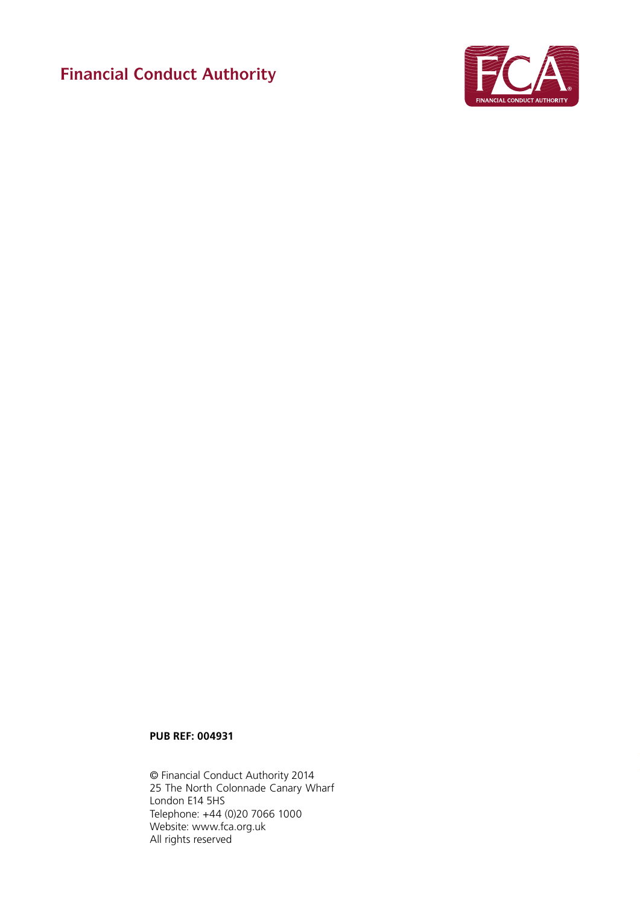**Financial Conduct Authority**

**PUB REF: 004931**

© Financial Conduct Authority 2014
25 The North Colonnade Canary Wharf
London E14 5HS
Telephone: +44 (0)20 7066 1000
Website: www.fca.org.uk
All rights reserved